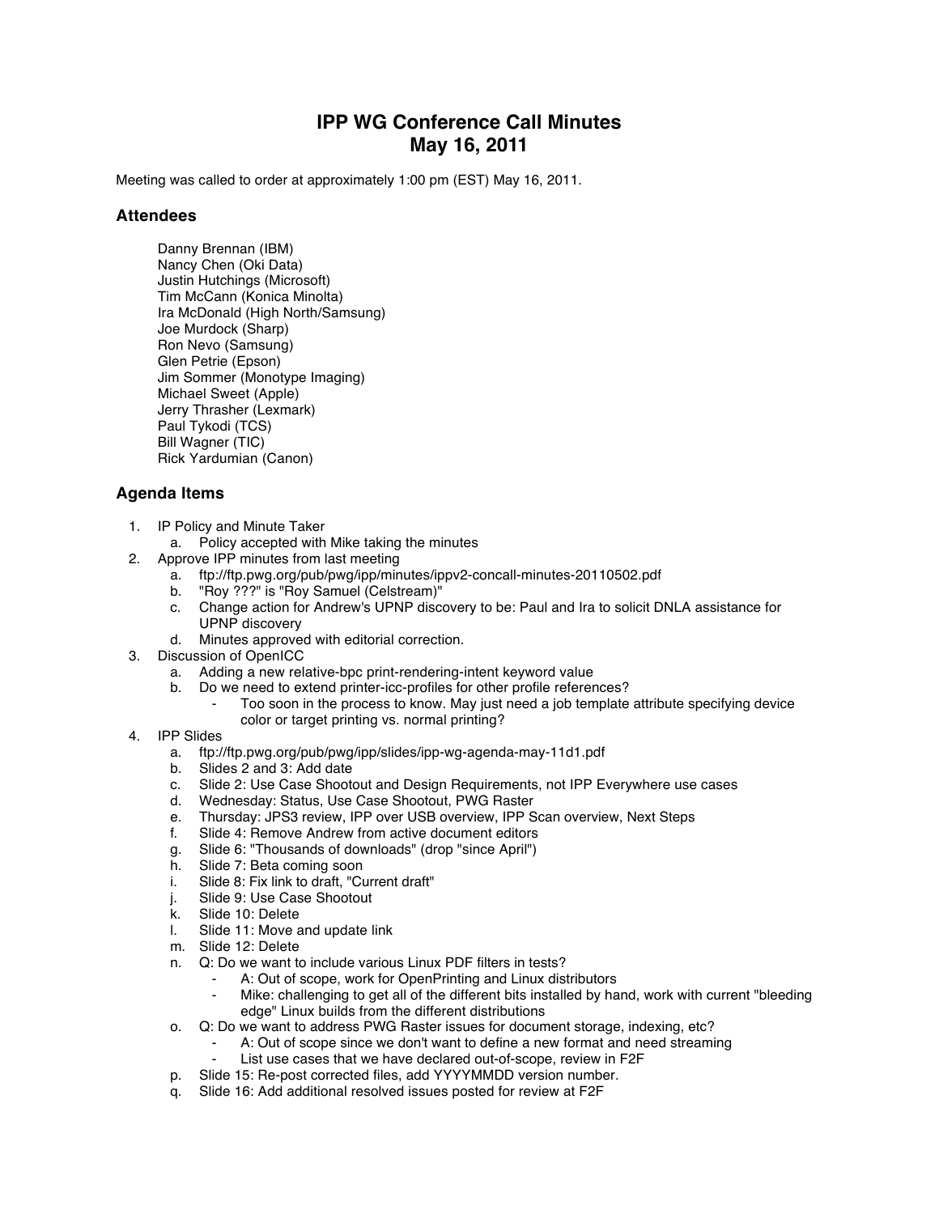# IPP WG Conference Call Minutes
# May 16, 2011

Meeting was called to order at approximately 1:00 pm (EST) May 16, 2011.

## Attendees

Danny Brennan (IBM)
Nancy Chen (Oki Data)
Justin Hutchings (Microsoft)
Tim McCann (Konica Minolta)
Ira McDonald (High North/Samsung)
Joe Murdock (Sharp)
Ron Nevo (Samsung)
Glen Petrie (Epson)
Jim Sommer (Monotype Imaging)
Michael Sweet (Apple)
Jerry Thrasher (Lexmark)
Paul Tykodi (TCS)
Bill Wagner (TIC)
Rick Yardumian (Canon)

## Agenda Items

1. IP Policy and Minute Taker
   a. Policy accepted with Mike taking the minutes
2. Approve IPP minutes from last meeting
   a. ftp://ftp.pwg.org/pub/pwg/ipp/minutes/ippv2-concall-minutes-20110502.pdf
   b. "Roy ???" is "Roy Samuel (Celstream)"
   c. Change action for Andrew's UPNP discovery to be: Paul and Ira to solicit DNLA assistance for UPNP discovery
   d. Minutes approved with editorial correction.
3. Discussion of OpenICC
   a. Adding a new relative-bpc print-rendering-intent keyword value
   b. Do we need to extend printer-icc-profiles for other profile references?
      - Too soon in the process to know. May just need a job template attribute specifying device color or target printing vs. normal printing?
4. IPP Slides
   a. ftp://ftp.pwg.org/pub/pwg/ipp/slides/ipp-wg-agenda-may-11d1.pdf
   b. Slides 2 and 3: Add date
   c. Slide 2: Use Case Shootout and Design Requirements, not IPP Everywhere use cases
   d. Wednesday: Status, Use Case Shootout, PWG Raster
   e. Thursday: JPS3 review, IPP over USB overview, IPP Scan overview, Next Steps
   f. Slide 4: Remove Andrew from active document editors
   g. Slide 6: "Thousands of downloads" (drop "since April")
   h. Slide 7: Beta coming soon
   i. Slide 8: Fix link to draft, "Current draft"
   j. Slide 9: Use Case Shootout
   k. Slide 10: Delete
   l. Slide 11: Move and update link
   m. Slide 12: Delete
   n. Q: Do we want to include various Linux PDF filters in tests?
      - A: Out of scope, work for OpenPrinting and Linux distributors
      - Mike: challenging to get all of the different bits installed by hand, work with current "bleeding edge" Linux builds from the different distributions
   o. Q: Do we want to address PWG Raster issues for document storage, indexing, etc?
      - A: Out of scope since we don't want to define a new format and need streaming
      - List use cases that we have declared out-of-scope, review in F2F
   p. Slide 15: Re-post corrected files, add YYYYMMDD version number.
   q. Slide 16: Add additional resolved issues posted for review at F2F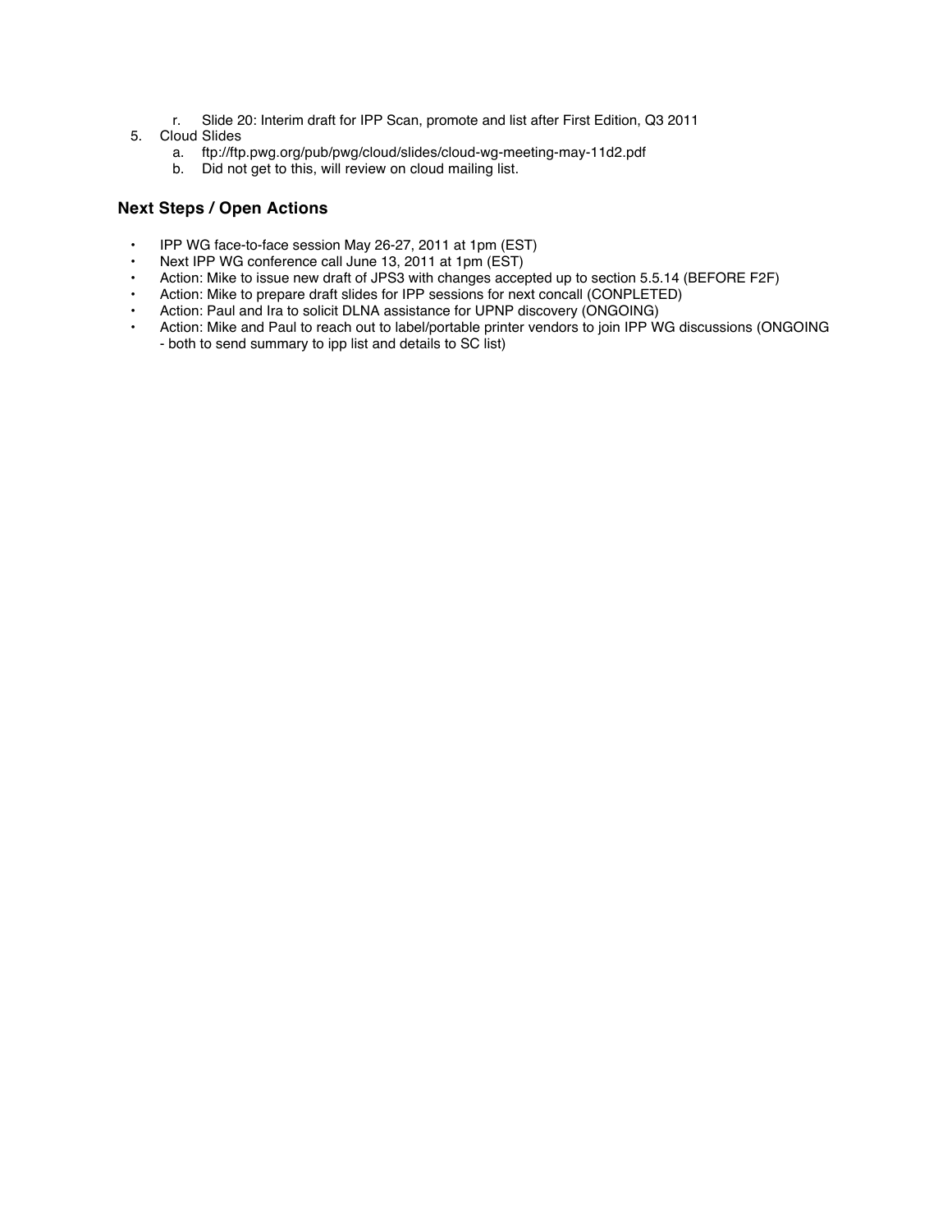r. Slide 20: Interim draft for IPP Scan, promote and list after First Edition, Q3 2011

5. Cloud Slides
    a. ftp://ftp.pwg.org/pub/pwg/cloud/slides/cloud-wg-meeting-may-11d2.pdf
    b. Did not get to this, will review on cloud mailing list.

### Next Steps / Open Actions

- IPP WG face-to-face session May 26-27, 2011 at 1pm (EST)
- Next IPP WG conference call June 13, 2011 at 1pm (EST)
- Action: Mike to issue new draft of JPS3 with changes accepted up to section 5.5.14 (BEFORE F2F)
- Action: Mike to prepare draft slides for IPP sessions for next concall (CONPLETED)
- Action: Paul and Ira to solicit DLNA assistance for UPNP discovery (ONGOING)
- Action: Mike and Paul to reach out to label/portable printer vendors to join IPP WG discussions (ONGOING - both to send summary to ipp list and details to SC list)